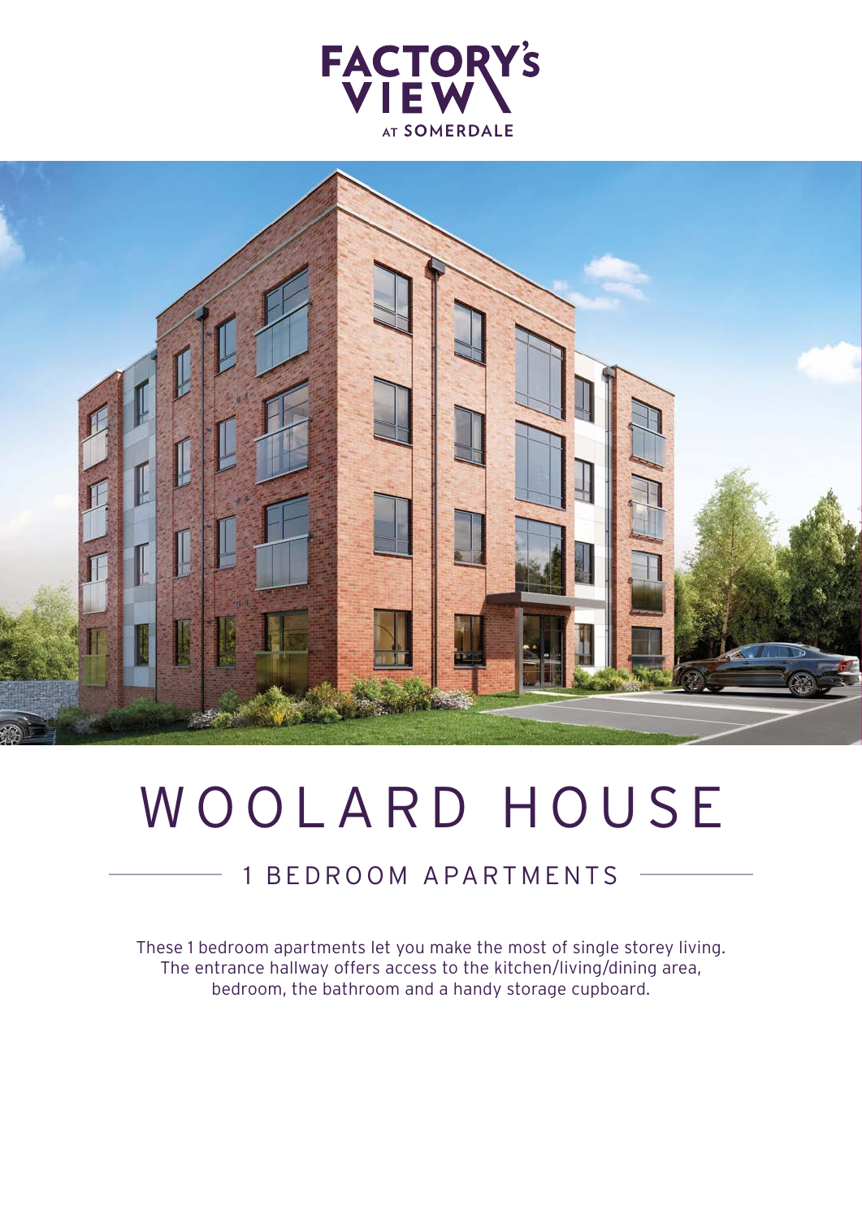FACTORY'S VIEW AT SOMERDALE

# WOOLARD HOUSE

## 1 BEDROOM APARTMENTS

These 1 bedroom apartments let you make the most of single storey living. The entrance hallway offers access to the kitchen/living/dining area, bedroom, the bathroom and a handy storage cupboard.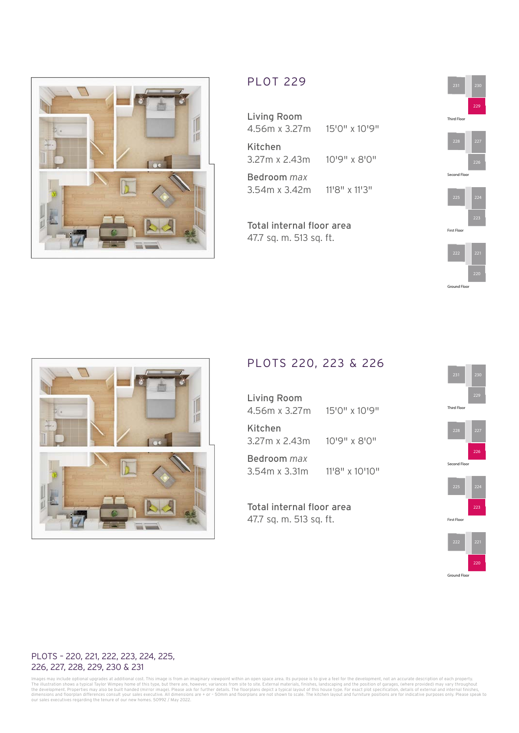## PLOT 229

**Living Room**
4.56m x 3.27m    15'0" x 10'9"

**Kitchen**
3.27m x 2.43m    10'9" x 8'0"

**Bedroom** *max*
3.54m x 3.42m    11'8" x 11'3"

**Total internal floor area**
47.7 sq. m. 513 sq. ft.

231 230
229
Third Floor

228 227
226
Second Floor

225 224
223
First Floor

222 221
220
Ground Floor

## PLOTS 220, 223 & 226

**Living Room**
4.56m x 3.27m    15'0" x 10'9"

**Kitchen**
3.27m x 2.43m    10'9" x 8'0"

**Bedroom** *max*
3.54m x 3.31m    11'8" x 10'10"

**Total internal floor area**
47.7 sq. m. 513 sq. ft.

231 230
229
Third Floor

228 227
226
Second Floor

225 224
223
First Floor

222 221
220
Ground Floor

PLOTS - 220, 221, 222, 223, 224, 225,
226, 227, 228, 229, 230 & 231

Images may include optional upgrades at additional cost. This image is from an imaginary viewpoint within an open space area. Its purpose is to give a feel for the development, not an accurate description of each property. The illustration shows a typical Taylor Wimpey home of this type, but there are, however, variances from site to site. External materials, finishes, landscaping and the position of garages, (where provided) may vary throughout the development. Properties may also be built handed (mirror image). Please ask for further details. The floorplans depict a typical layout of this house type. For exact plot specification, details of external and internal finishes, dimensions and floorplan differences consult your sales executive. All dimensions are + or - 50mm and floorplans are not shown to scale. The kitchen layout and furniture positions are for indicative purposes only. Please speak to our sales executives regarding the tenure of our new homes. 50992 / May 2022.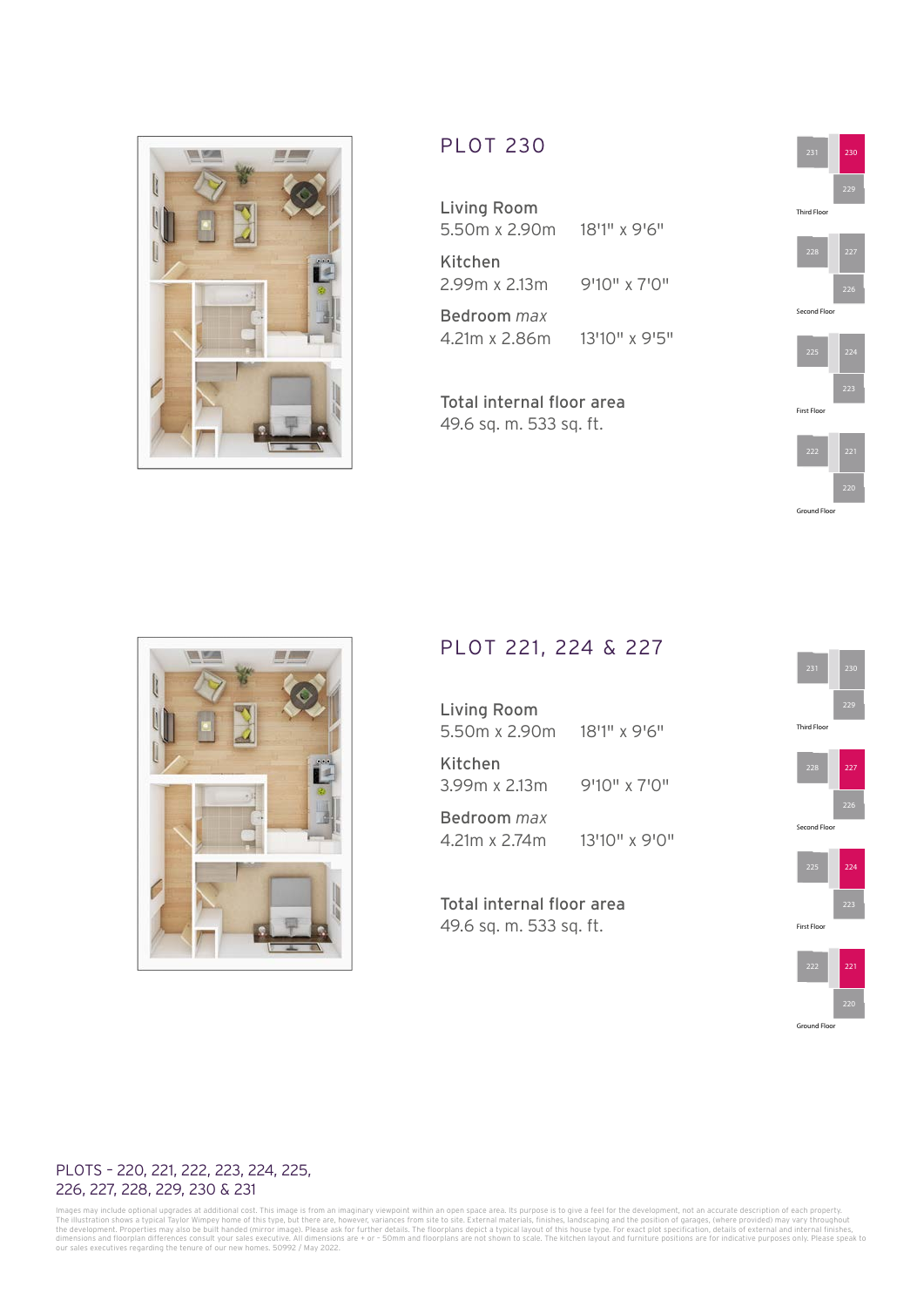## PLOT 230

**Living Room**
5.50m x 2.90m 18'1" x 9'6"

**Kitchen**
2.99m x 2.13m 9'10" x 7'0"

**Bedroom** *max*
4.21m x 2.86m 13'10" x 9'5"

**Total internal floor area**
49.6 sq. m. 533 sq. ft.

231 230
229
Third Floor

228 227
226
Second Floor

225 224
223
First Floor

222 221
220
Ground Floor

## PLOT 221, 224 & 227

**Living Room**
5.50m x 2.90m 18'1" x 9'6"

**Kitchen**
3.99m x 2.13m 9'10" x 7'0"

**Bedroom** *max*
4.21m x 2.74m 13'10" x 9'0"

**Total internal floor area**
49.6 sq. m. 533 sq. ft.

231 230
229
Third Floor

228 227
226
Second Floor

225 224
223
First Floor

222 221
220
Ground Floor

PLOTS - 220, 221, 222, 223, 224, 225, 226, 227, 228, 229, 230 & 231

Images may include optional upgrades at additional cost. This image is from an imaginary viewpoint within an open space area. Its purpose is to give a feel for the development, not an accurate description of each property. The illustration shows a typical Taylor Wimpey home of this type, but there are, however, variances from site to site. External materials, finishes, landscaping and the position of garages, (where provided) may vary throughout the development. Properties may also be built handed (mirror image). Please ask for further details. The floorplans depict a typical layout of this house type. For exact plot specification, details of external and internal finishes, dimensions and floorplan differences consult your sales executive. All dimensions are + or - 50mm and floorplans are not shown to scale. The kitchen layout and furniture positions are for indicative purposes only. Please speak to our sales executives regarding the tenure of our new homes. 50992 / May 2022.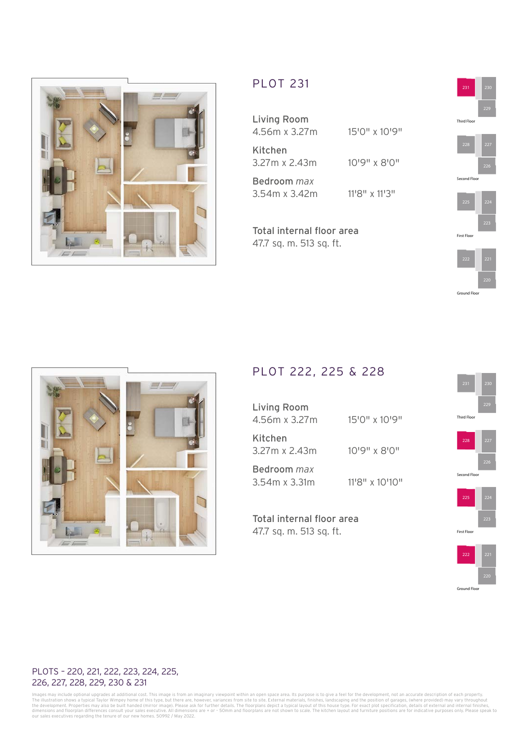## PLOT 231

| | | |
|---|---|---|
| **Living Room** | 4.56m x 3.27m | 15'0" x 10'9" |
| **Kitchen** | 3.27m x 2.43m | 10'9" x 8'0" |
| **Bedroom** *max* | 3.54m x 3.42m | 11'8" x 11'3" |

**Total internal floor area**
47.7 sq. m. 513 sq. ft.

231
230
229
Third Floor

228
227
226
Second Floor

225
224
223
First Floor

222
221
220
Ground Floor

## PLOT 222, 225 & 228

| | | |
|---|---|---|
| **Living Room** | 4.56m x 3.27m | 15'0" x 10'9" |
| **Kitchen** | 3.27m x 2.43m | 10'9" x 8'0" |
| **Bedroom** *max* | 3.54m x 3.31m | 11'8" x 10'10" |

**Total internal floor area**
47.7 sq. m. 513 sq. ft.

231
230
229
Third Floor

228
227
226
Second Floor

225
224
223
First Floor

222
221
220
Ground Floor

PLOTS - 220, 221, 222, 223, 224, 225, 226, 227, 228, 229, 230 & 231

Images may include optional upgrades at additional cost. This image is from an imaginary viewpoint within an open space area. Its purpose is to give a feel for the development, not an accurate description of each property. The illustration shows a typical Taylor Wimpey home of this type, but there are, however, variances from site to site. External materials, finishes, landscaping and the position of garages, (where provided) may vary throughout the development. Properties may also be built handed (mirror image). Please ask for further details. The floorplans depict a typical layout of this house type. For exact plot specification, details of external and internal finishes, dimensions and floorplan differences consult your sales executive. All dimensions are + or - 50mm and floorplans are not shown to scale. The kitchen layout and furniture positions are for indicative purposes only. Please speak to our sales executives regarding the tenure of our new homes. 50992 / May 2022.